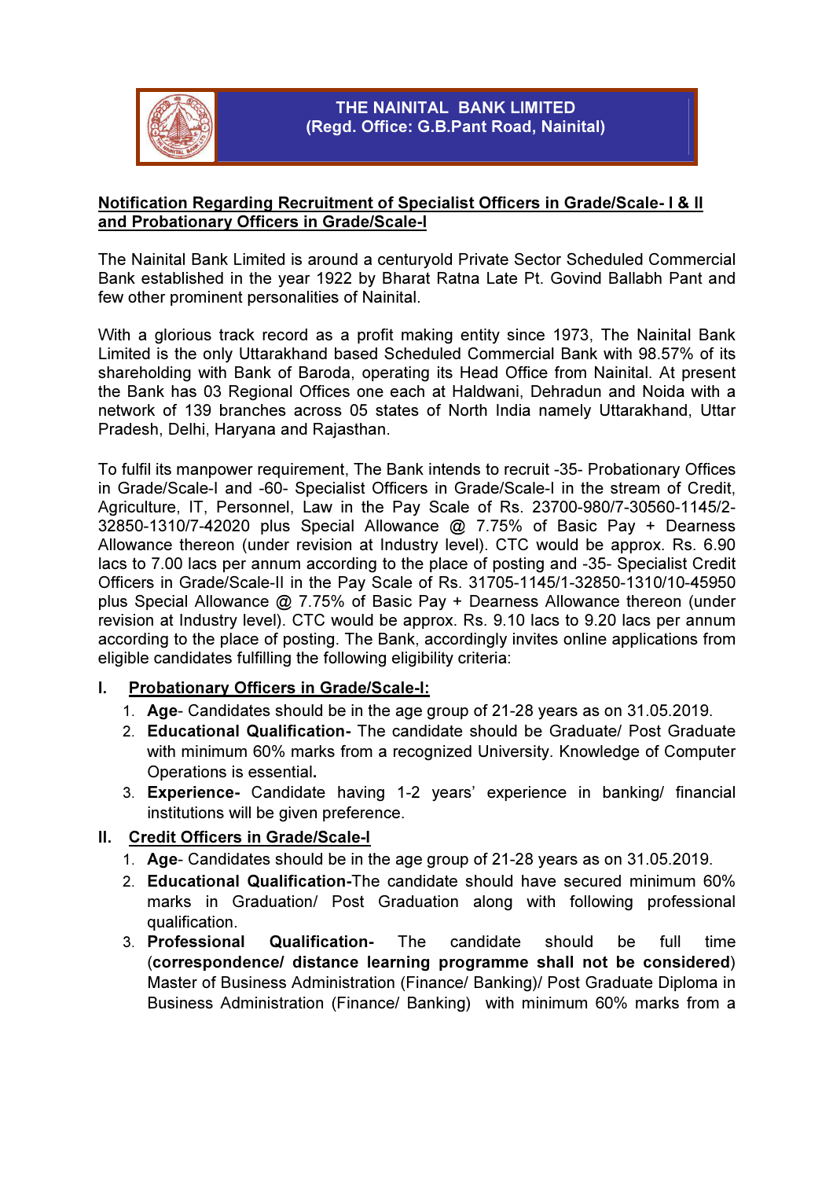# THE NAINITAL BANK LIMITED
## (Regd. Office: G.B.Pant Road, Nainital)

**Notification Regarding Recruitment of Specialist Officers in Grade/Scale- I & II and Probationary Officers in Grade/Scale-I**

The Nainital Bank Limited is around a centuryold Private Sector Scheduled Commercial Bank established in the year 1922 by Bharat Ratna Late Pt. Govind Ballabh Pant and few other prominent personalities of Nainital.

With a glorious track record as a profit making entity since 1973, The Nainital Bank Limited is the only Uttarakhand based Scheduled Commercial Bank with 98.57% of its shareholding with Bank of Baroda, operating its Head Office from Nainital. At present the Bank has 03 Regional Offices one each at Haldwani, Dehradun and Noida with a network of 139 branches across 05 states of North India namely Uttarakhand, Uttar Pradesh, Delhi, Haryana and Rajasthan.

To fulfil its manpower requirement, The Bank intends to recruit -35- Probationary Offices in Grade/Scale-I and -60- Specialist Officers in Grade/Scale-I in the stream of Credit, Agriculture, IT, Personnel, Law in the Pay Scale of Rs. 23700-980/7-30560-1145/2-32850-1310/7-42020 plus Special Allowance @ 7.75% of Basic Pay + Dearness Allowance thereon (under revision at Industry level). CTC would be approx. Rs. 6.90 lacs to 7.00 lacs per annum according to the place of posting and -35- Specialist Credit Officers in Grade/Scale-II in the Pay Scale of Rs. 31705-1145/1-32850-1310/10-45950 plus Special Allowance @ 7.75% of Basic Pay + Dearness Allowance thereon (under revision at Industry level). CTC would be approx. Rs. 9.10 lacs to 9.20 lacs per annum according to the place of posting. The Bank, accordingly invites online applications from eligible candidates fulfilling the following eligibility criteria:

**I. Probationary Officers in Grade/Scale-I:**

1. **Age**- Candidates should be in the age group of 21-28 years as on 31.05.2019.
2. **Educational Qualification-** The candidate should be Graduate/ Post Graduate with minimum 60% marks from a recognized University. Knowledge of Computer Operations is essential**.**
3. **Experience-** Candidate having 1-2 years' experience in banking/ financial institutions will be given preference.

**II. Credit Officers in Grade/Scale-I**

1. **Age**- Candidates should be in the age group of 21-28 years as on 31.05.2019.
2. **Educational Qualification-**The candidate should have secured minimum 60% marks in Graduation/ Post Graduation along with following professional qualification.
3. **Professional Qualification-** The candidate should be full time (**correspondence/ distance learning programme shall not be considered**) Master of Business Administration (Finance/ Banking)/ Post Graduate Diploma in Business Administration (Finance/ Banking) with minimum 60% marks from a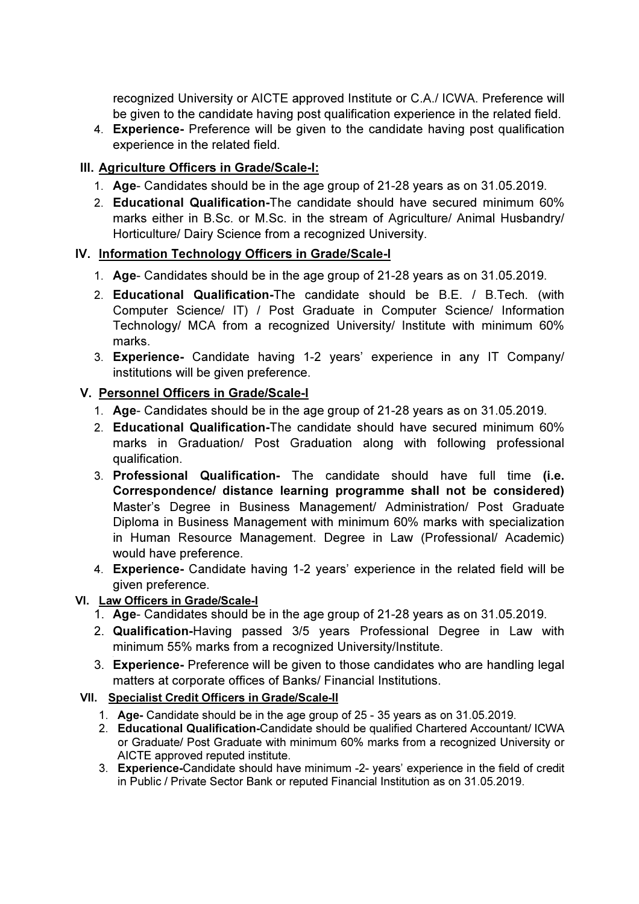recognized University or AICTE approved Institute or C.A./ ICWA. Preference will be given to the candidate having post qualification experience in the related field.

4. **Experience-** Preference will be given to the candidate having post qualification experience in the related field.

### III. Agriculture Officers in Grade/Scale-I:

1. **Age**- Candidates should be in the age group of 21-28 years as on 31.05.2019.
2. **Educational Qualification-**The candidate should have secured minimum 60% marks either in B.Sc. or M.Sc. in the stream of Agriculture/ Animal Husbandry/ Horticulture/ Dairy Science from a recognized University.

### IV. Information Technology Officers in Grade/Scale-I

1. **Age**- Candidates should be in the age group of 21-28 years as on 31.05.2019.
2. **Educational Qualification-**The candidate should be B.E. / B.Tech. (with Computer Science/ IT) / Post Graduate in Computer Science/ Information Technology/ MCA from a recognized University/ Institute with minimum 60% marks.
3. **Experience-** Candidate having 1-2 years' experience in any IT Company/ institutions will be given preference.

### V. Personnel Officers in Grade/Scale-I

1. **Age**- Candidates should be in the age group of 21-28 years as on 31.05.2019.
2. **Educational Qualification-**The candidate should have secured minimum 60% marks in Graduation/ Post Graduation along with following professional qualification.
3. **Professional Qualification-** The candidate should have full time **(i.e. Correspondence/ distance learning programme shall not be considered)** Master's Degree in Business Management/ Administration/ Post Graduate Diploma in Business Management with minimum 60% marks with specialization in Human Resource Management. Degree in Law (Professional/ Academic) would have preference.
4. **Experience-** Candidate having 1-2 years' experience in the related field will be given preference.

### VI. Law Officers in Grade/Scale-I

1. **Age**- Candidates should be in the age group of 21-28 years as on 31.05.2019.
2. **Qualification-**Having passed 3/5 years Professional Degree in Law with minimum 55% marks from a recognized University/Institute.
3. **Experience-** Preference will be given to those candidates who are handling legal matters at corporate offices of Banks/ Financial Institutions.

### VII. Specialist Credit Officers in Grade/Scale-II

1. **Age-** Candidate should be in the age group of 25 - 35 years as on 31.05.2019.
2. **Educational Qualification-**Candidate should be qualified Chartered Accountant/ ICWA or Graduate/ Post Graduate with minimum 60% marks from a recognized University or AICTE approved reputed institute.
3. **Experience-**Candidate should have minimum -2- years' experience in the field of credit in Public / Private Sector Bank or reputed Financial Institution as on 31.05.2019.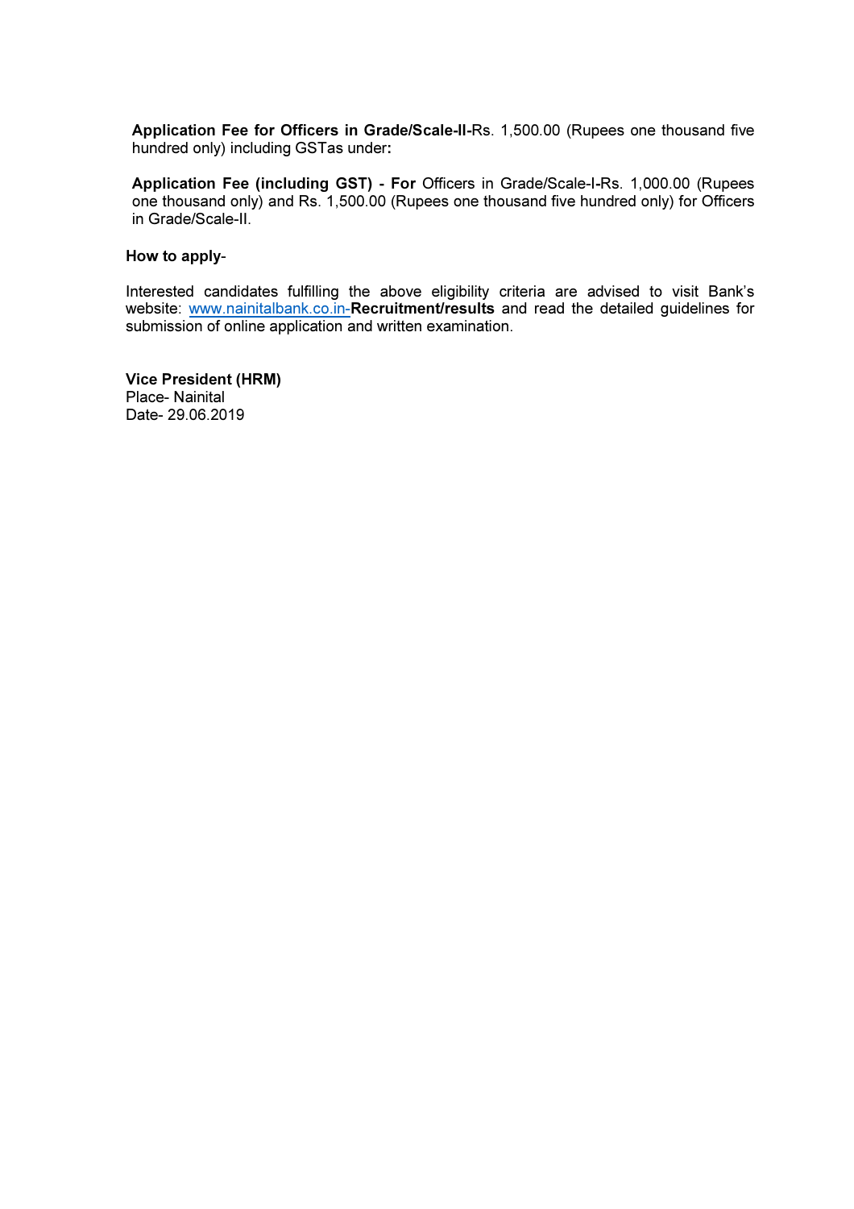**Application Fee for Officers in Grade/Scale-II-**Rs. 1,500.00 (Rupees one thousand five hundred only) including GSTas under**:**

**Application Fee (including GST) - For** Officers in Grade/Scale-I-Rs. 1,000.00 (Rupees one thousand only) and Rs. 1,500.00 (Rupees one thousand five hundred only) for Officers in Grade/Scale-II.

**How to apply**-

Interested candidates fulfilling the above eligibility criteria are advised to visit Bank's website: www.nainitalbank.co.in-**Recruitment/results** and read the detailed guidelines for submission of online application and written examination.

**Vice President (HRM)**
Place- Nainital
Date- 29.06.2019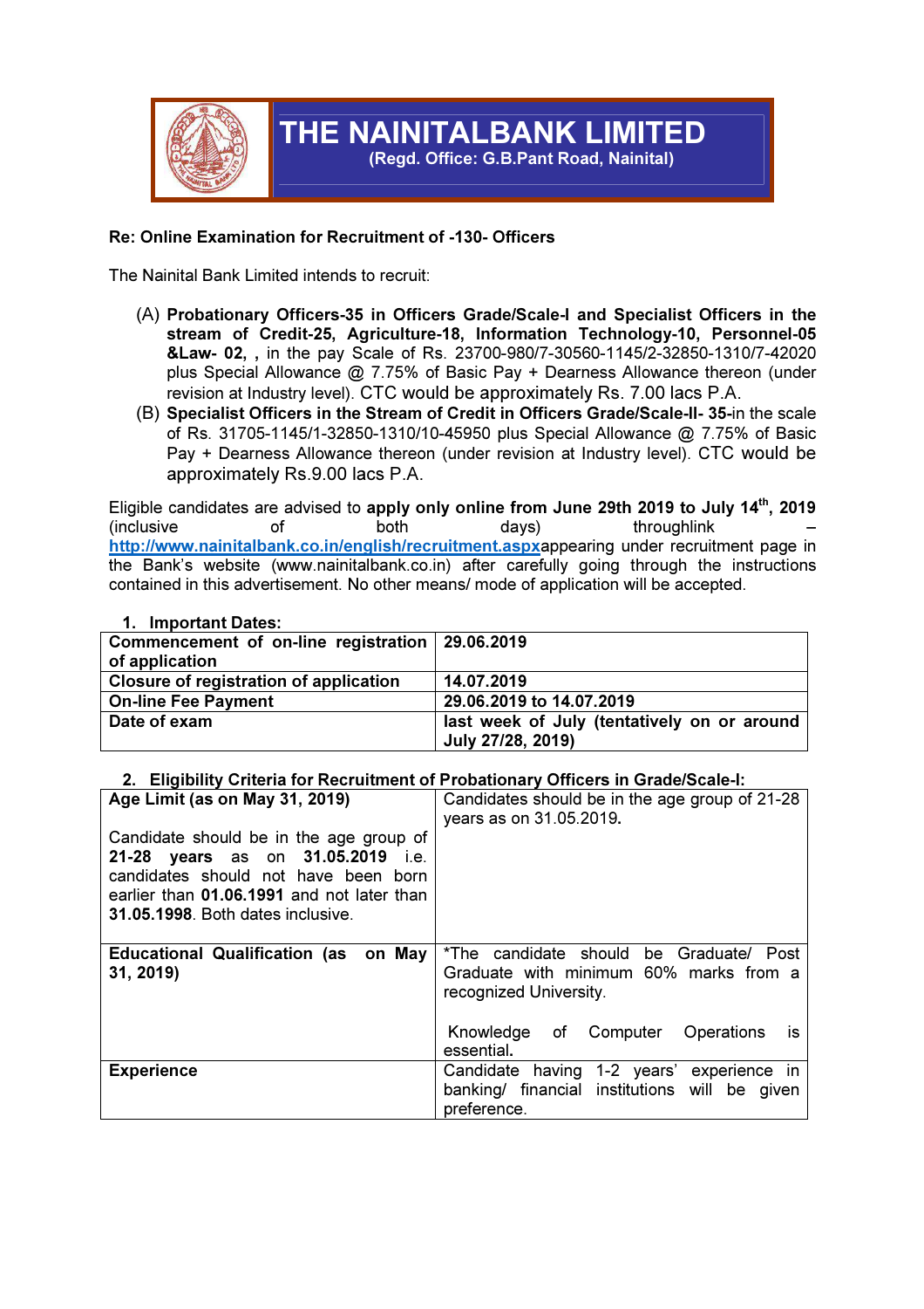# THE NAINITALBANK LIMITED

**(Regd. Office: G.B.Pant Road, Nainital)**

**Re: Online Examination for Recruitment of -130- Officers**

The Nainital Bank Limited intends to recruit:

(A) **Probationary Officers-35 in Officers Grade/Scale-I and Specialist Officers in the stream of Credit-25, Agriculture-18, Information Technology-10, Personnel-05 &Law- 02, ,** in the pay Scale of Rs. 23700-980/7-30560-1145/2-32850-1310/7-42020 plus Special Allowance @ 7.75% of Basic Pay + Dearness Allowance thereon (under revision at Industry level). CTC would be approximately Rs. 7.00 lacs P.A.

(B) **Specialist Officers in the Stream of Credit in Officers Grade/Scale-II- 35-**in the scale of Rs. 31705-1145/1-32850-1310/10-45950 plus Special Allowance @ 7.75% of Basic Pay + Dearness Allowance thereon (under revision at Industry level). CTC would be approximately Rs.9.00 lacs P.A.

Eligible candidates are advised to **apply only online from June 29th 2019 to July 14th, 2019** (inclusive of both days) throughlink – http://www.nainitalbank.co.in/english/recruitment.aspxappearing under recruitment page in the Bank's website (www.nainitalbank.co.in) after carefully going through the instructions contained in this advertisement. No other means/ mode of application will be accepted.

**1. Important Dates:**

| | |
|---|---|
| **Commencement of on-line registration of application** | **29.06.2019** |
| **Closure of registration of application** | **14.07.2019** |
| **On-line Fee Payment** | **29.06.2019 to 14.07.2019** |
| **Date of exam** | **last week of July (tentatively on or around July 27/28, 2019)** |

**2. Eligibility Criteria for Recruitment of Probationary Officers in Grade/Scale-I:**

| | |
|---|---|
| **Age Limit (as on May 31, 2019)**<br><br>Candidate should be in the age group of **21-28 years** as on **31.05.2019** i.e. candidates should not have been born earlier than **01.06.1991** and not later than **31.05.1998**. Both dates inclusive. | Candidates should be in the age group of 21-28 years as on 31.05.2019**.** |
| **Educational Qualification (as on May 31, 2019)** | *The candidate should be Graduate/ Post Graduate with minimum 60% marks from a recognized University.<br><br>Knowledge of Computer Operations is essential**.** |
| **Experience** | Candidate having 1-2 years' experience in banking/ financial institutions will be given preference. |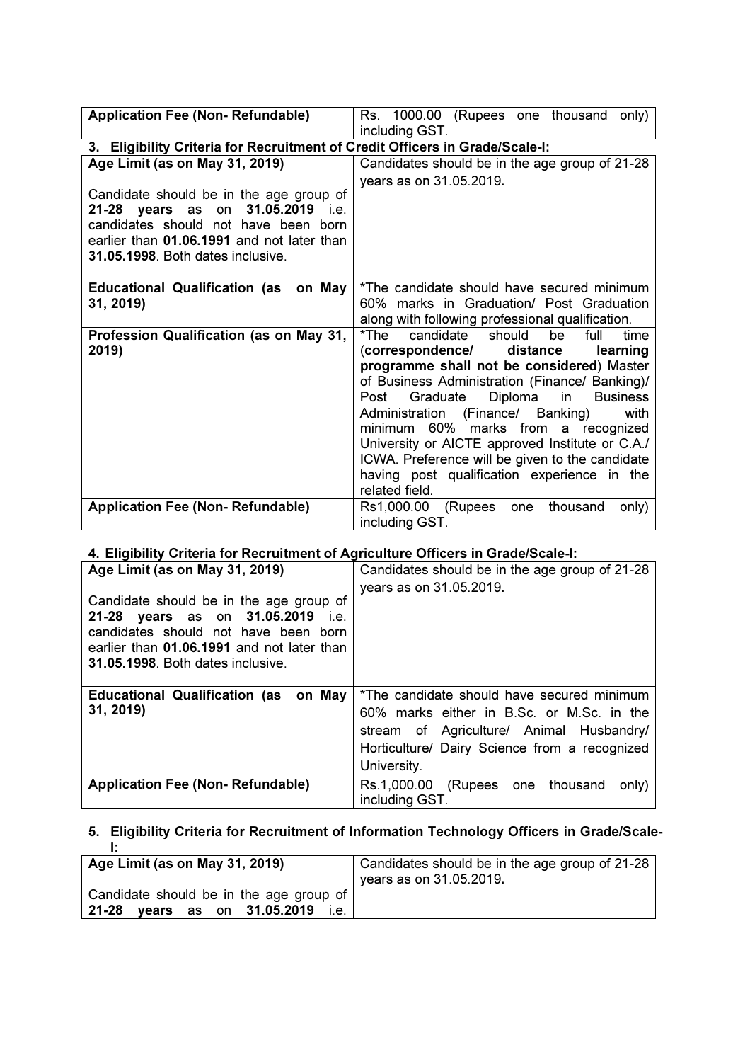| Application Fee (Non- Refundable) | Rs. 1000.00 (Rupees one thousand only) including GST. |
|---|---|

**3. Eligibility Criteria for Recruitment of Credit Officers in Grade/Scale-I:**

| **Age Limit (as on May 31, 2019)**<br><br>Candidate should be in the age group of **21-28 years** as on **31.05.2019** i.e. candidates should not have been born earlier than **01.06.1991** and not later than **31.05.1998**. Both dates inclusive. | Candidates should be in the age group of 21-28 years as on 31.05.2019. |
|---|---|
| **Educational Qualification (as on May 31, 2019)** | *The candidate should have secured minimum 60% marks in Graduation/ Post Graduation along with following professional qualification. |
| **Profession Qualification (as on May 31, 2019)** | *The candidate should be full time (**correspondence/ distance learning programme shall not be considered**) Master of Business Administration (Finance/ Banking)/ Post Graduate Diploma in Business Administration (Finance/ Banking) with minimum 60% marks from a recognized University or AICTE approved Institute or C.A./ ICWA. Preference will be given to the candidate having post qualification experience in the related field. |
| **Application Fee (Non- Refundable)** | Rs1,000.00 (Rupees one thousand only) including GST. |

**4. Eligibility Criteria for Recruitment of Agriculture Officers in Grade/Scale-I:**

| **Age Limit (as on May 31, 2019)**<br><br>Candidate should be in the age group of **21-28 years** as on **31.05.2019** i.e. candidates should not have been born earlier than **01.06.1991** and not later than **31.05.1998**. Both dates inclusive. | Candidates should be in the age group of 21-28 years as on 31.05.2019. |
|---|---|
| **Educational Qualification (as on May 31, 2019)** | *The candidate should have secured minimum 60% marks either in B.Sc. or M.Sc. in the stream of Agriculture/ Animal Husbandry/ Horticulture/ Dairy Science from a recognized University. |
| **Application Fee (Non- Refundable)** | Rs.1,000.00 (Rupees one thousand only) including GST. |

**5. Eligibility Criteria for Recruitment of Information Technology Officers in Grade/Scale-I:**

| **Age Limit (as on May 31, 2019)**<br><br>Candidate should be in the age group of **21-28 years** as on **31.05.2019** i.e. | Candidates should be in the age group of 21-28 years as on 31.05.2019. |
|---|---|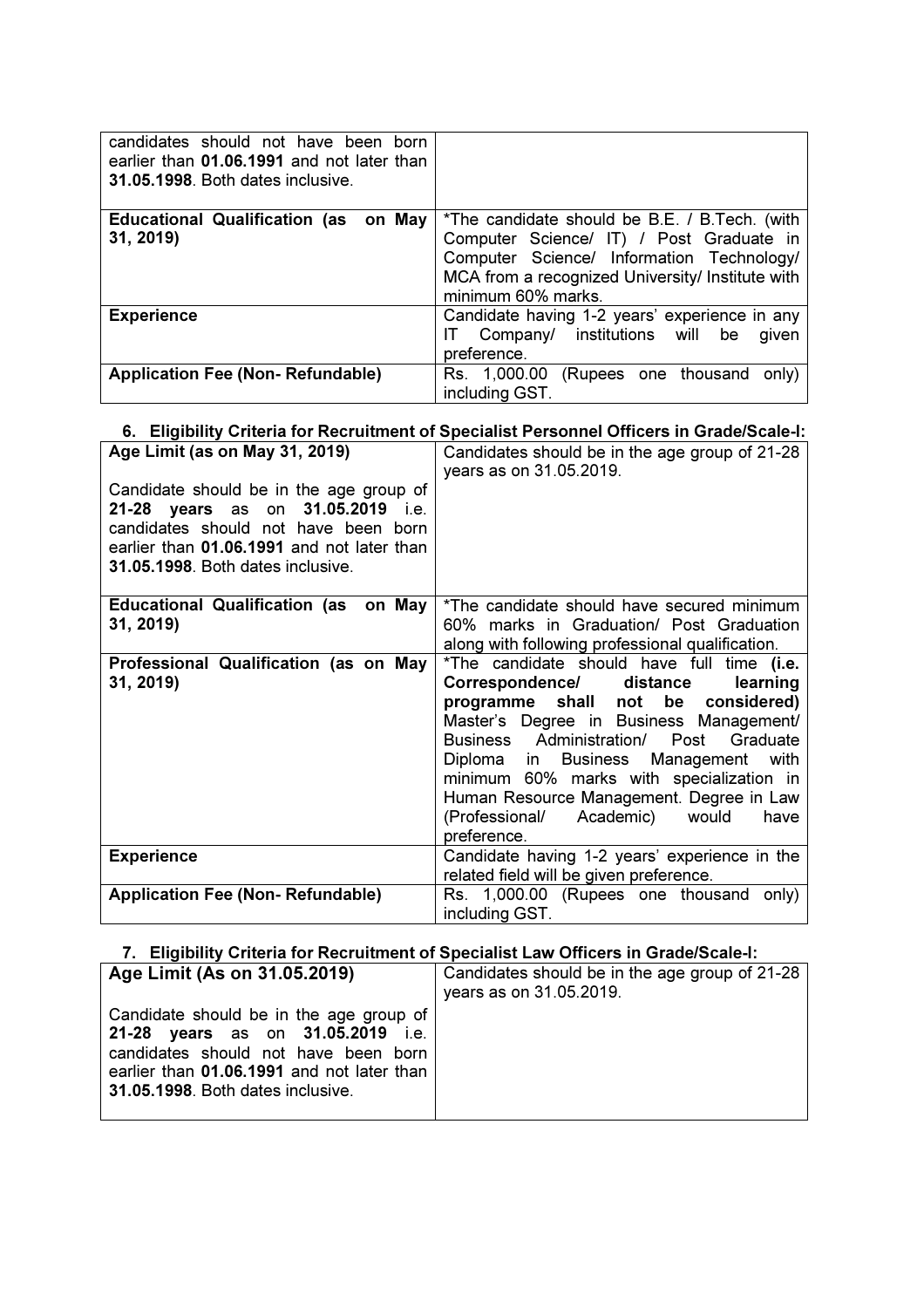| | |
|---|---|
| candidates should not have been born earlier than **01.06.1991** and not later than **31.05.1998**. Both dates inclusive. | |
| **Educational Qualification (as on May 31, 2019)** | *The candidate should be B.E. / B.Tech. (with Computer Science/ IT) / Post Graduate in Computer Science/ Information Technology/ MCA from a recognized University/ Institute with minimum 60% marks. |
| **Experience** | Candidate having 1-2 years' experience in any IT Company/ institutions will be given preference. |
| **Application Fee (Non- Refundable)** | Rs. 1,000.00 (Rupees one thousand only) including GST. |

6. **Eligibility Criteria for Recruitment of Specialist Personnel Officers in Grade/Scale-I:**

| **Age Limit (as on May 31, 2019)**<br><br>Candidate should be in the age group of **21-28 years** as on **31.05.2019** i.e. candidates should not have been born earlier than **01.06.1991** and not later than **31.05.1998**. Both dates inclusive. | Candidates should be in the age group of 21-28 years as on 31.05.2019. |
|---|---|
| **Educational Qualification (as on May 31, 2019)** | *The candidate should have secured minimum 60% marks in Graduation/ Post Graduation along with following professional qualification. |
| **Professional Qualification (as on May 31, 2019)** | *The candidate should have full time **(i.e. Correspondence/ distance learning programme shall not be considered)** Master's Degree in Business Management/ Business Administration/ Post Graduate Diploma in Business Management with minimum 60% marks with specialization in Human Resource Management. Degree in Law (Professional/ Academic) would have preference. |
| **Experience** | Candidate having 1-2 years' experience in the related field will be given preference. |
| **Application Fee (Non- Refundable)** | Rs. 1,000.00 (Rupees one thousand only) including GST. |

7. **Eligibility Criteria for Recruitment of Specialist Law Officers in Grade/Scale-I:**

| **Age Limit (As on 31.05.2019)**<br><br>Candidate should be in the age group of **21-28 years** as on **31.05.2019** i.e. candidates should not have been born earlier than **01.06.1991** and not later than **31.05.1998**. Both dates inclusive. | Candidates should be in the age group of 21-28 years as on 31.05.2019. |
|---|---|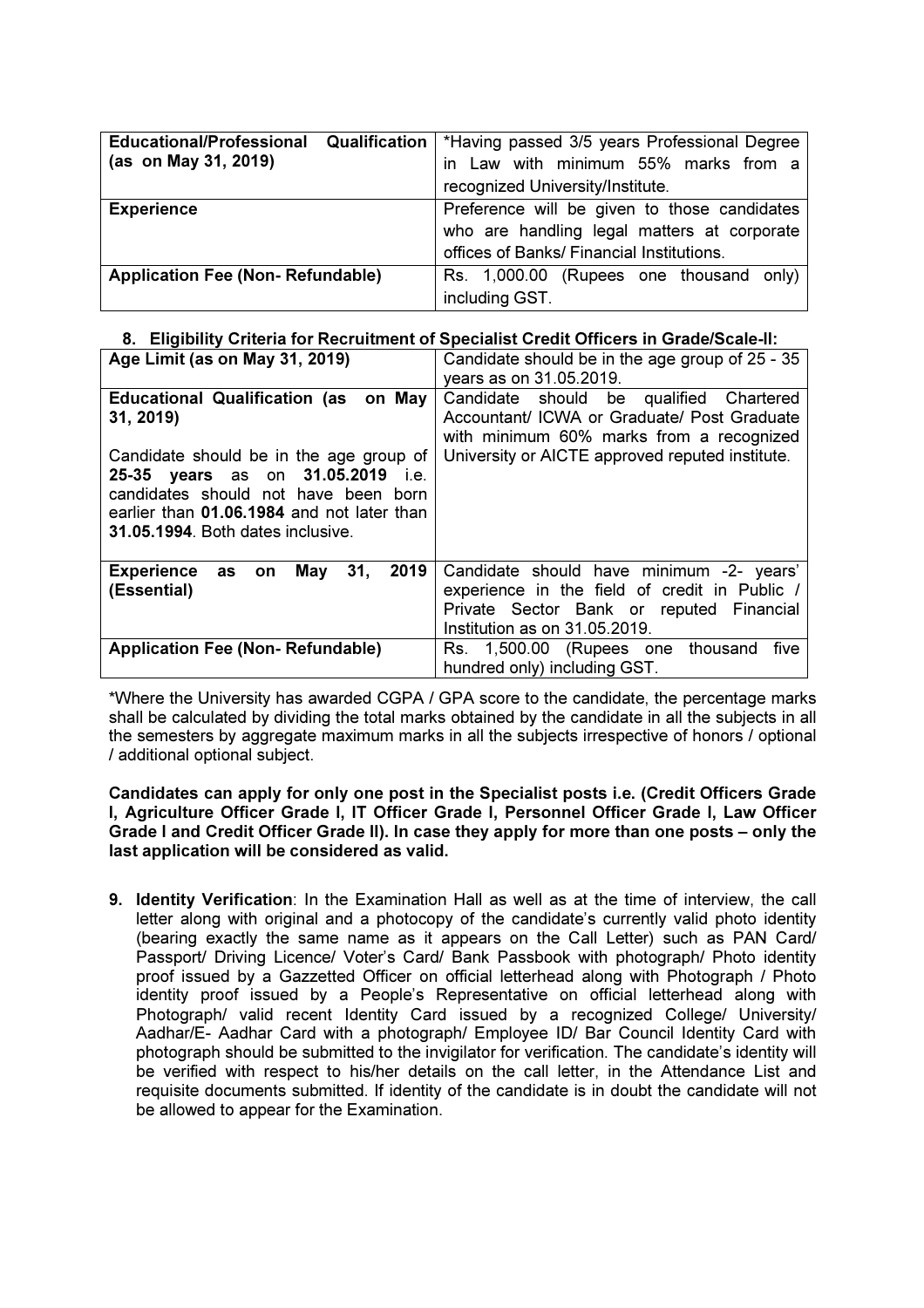| Educational/Professional Qualification (as on May 31, 2019) | *Having passed 3/5 years Professional Degree in Law with minimum 55% marks from a recognized University/Institute. |
|---|---|
| Experience | Preference will be given to those candidates who are handling legal matters at corporate offices of Banks/ Financial Institutions. |
| Application Fee (Non- Refundable) | Rs. 1,000.00 (Rupees one thousand only) including GST. |

**8. Eligibility Criteria for Recruitment of Specialist Credit Officers in Grade/Scale-II:**

| Age Limit (as on May 31, 2019) | Candidate should be in the age group of 25 - 35 years as on 31.05.2019. |
|---|---|
| **Educational Qualification (as on May 31, 2019)**<br><br>Candidate should be in the age group of **25-35 years** as on **31.05.2019** i.e. candidates should not have been born earlier than **01.06.1984** and not later than **31.05.1994**. Both dates inclusive. | Candidate should be qualified Chartered Accountant/ ICWA or Graduate/ Post Graduate with minimum 60% marks from a recognized University or AICTE approved reputed institute. |
| **Experience as on May 31, 2019 (Essential)** | Candidate should have minimum -2- years' experience in the field of credit in Public / Private Sector Bank or reputed Financial Institution as on 31.05.2019. |
| **Application Fee (Non- Refundable)** | Rs. 1,500.00 (Rupees one thousand five hundred only) including GST. |

*Where the University has awarded CGPA / GPA score to the candidate, the percentage marks shall be calculated by dividing the total marks obtained by the candidate in all the subjects in all the semesters by aggregate maximum marks in all the subjects irrespective of honors / optional / additional optional subject.

**Candidates can apply for only one post in the Specialist posts i.e. (Credit Officers Grade I, Agriculture Officer Grade I, IT Officer Grade I, Personnel Officer Grade I, Law Officer Grade I and Credit Officer Grade II). In case they apply for more than one posts – only the last application will be considered as valid.**

9. **Identity Verification**: In the Examination Hall as well as at the time of interview, the call letter along with original and a photocopy of the candidate's currently valid photo identity (bearing exactly the same name as it appears on the Call Letter) such as PAN Card/ Passport/ Driving Licence/ Voter's Card/ Bank Passbook with photograph/ Photo identity proof issued by a Gazzetted Officer on official letterhead along with Photograph / Photo identity proof issued by a People's Representative on official letterhead along with Photograph/ valid recent Identity Card issued by a recognized College/ University/ Aadhar/E- Aadhar Card with a photograph/ Employee ID/ Bar Council Identity Card with photograph should be submitted to the invigilator for verification. The candidate's identity will be verified with respect to his/her details on the call letter, in the Attendance List and requisite documents submitted. If identity of the candidate is in doubt the candidate will not be allowed to appear for the Examination.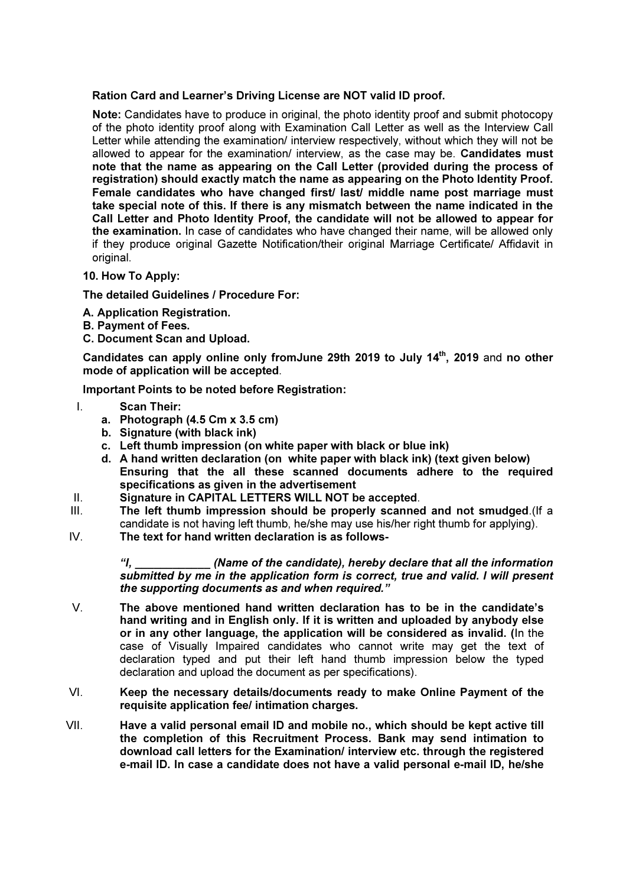**Ration Card and Learner's Driving License are NOT valid ID proof.**

**Note:** Candidates have to produce in original, the photo identity proof and submit photocopy of the photo identity proof along with Examination Call Letter as well as the Interview Call Letter while attending the examination/ interview respectively, without which they will not be allowed to appear for the examination/ interview, as the case may be. **Candidates must note that the name as appearing on the Call Letter (provided during the process of registration) should exactly match the name as appearing on the Photo Identity Proof. Female candidates who have changed first/ last/ middle name post marriage must take special note of this. If there is any mismatch between the name indicated in the Call Letter and Photo Identity Proof, the candidate will not be allowed to appear for the examination.** In case of candidates who have changed their name, will be allowed only if they produce original Gazette Notification/their original Marriage Certificate/ Affidavit in original.

**10. How To Apply:**

**The detailed Guidelines / Procedure For:**

**A. Application Registration.**
**B. Payment of Fees.**
**C. Document Scan and Upload.**

**Candidates can apply online only fromJune 29th 2019 to July 14th, 2019** and **no other mode of application will be accepted**.

**Important Points to be noted before Registration:**

I. **Scan Their:**
   - **a. Photograph (4.5 Cm x 3.5 cm)**
   - **b. Signature (with black ink)**
   - **c. Left thumb impression (on white paper with black or blue ink)**
   - **d. A hand written declaration (on white paper with black ink) (text given below)**

   **Ensuring that the all these scanned documents adhere to the required specifications as given in the advertisement**

II. **Signature in CAPITAL LETTERS WILL NOT be accepted**.

III. **The left thumb impression should be properly scanned and not smudged**.(If a candidate is not having left thumb, he/she may use his/her right thumb for applying).

IV. **The text for hand written declaration is as follows-**

   ***"I, ____________ (Name of the candidate), hereby declare that all the information submitted by me in the application form is correct, true and valid. I will present the supporting documents as and when required."***

V. **The above mentioned hand written declaration has to be in the candidate's hand writing and in English only. If it is written and uploaded by anybody else or in any other language, the application will be considered as invalid. (**In the case of Visually Impaired candidates who cannot write may get the text of declaration typed and put their left hand thumb impression below the typed declaration and upload the document as per specifications).

VI. **Keep the necessary details/documents ready to make Online Payment of the requisite application fee/ intimation charges.**

VII. **Have a valid personal email ID and mobile no., which should be kept active till the completion of this Recruitment Process. Bank may send intimation to download call letters for the Examination/ interview etc. through the registered e-mail ID. In case a candidate does not have a valid personal e-mail ID, he/she**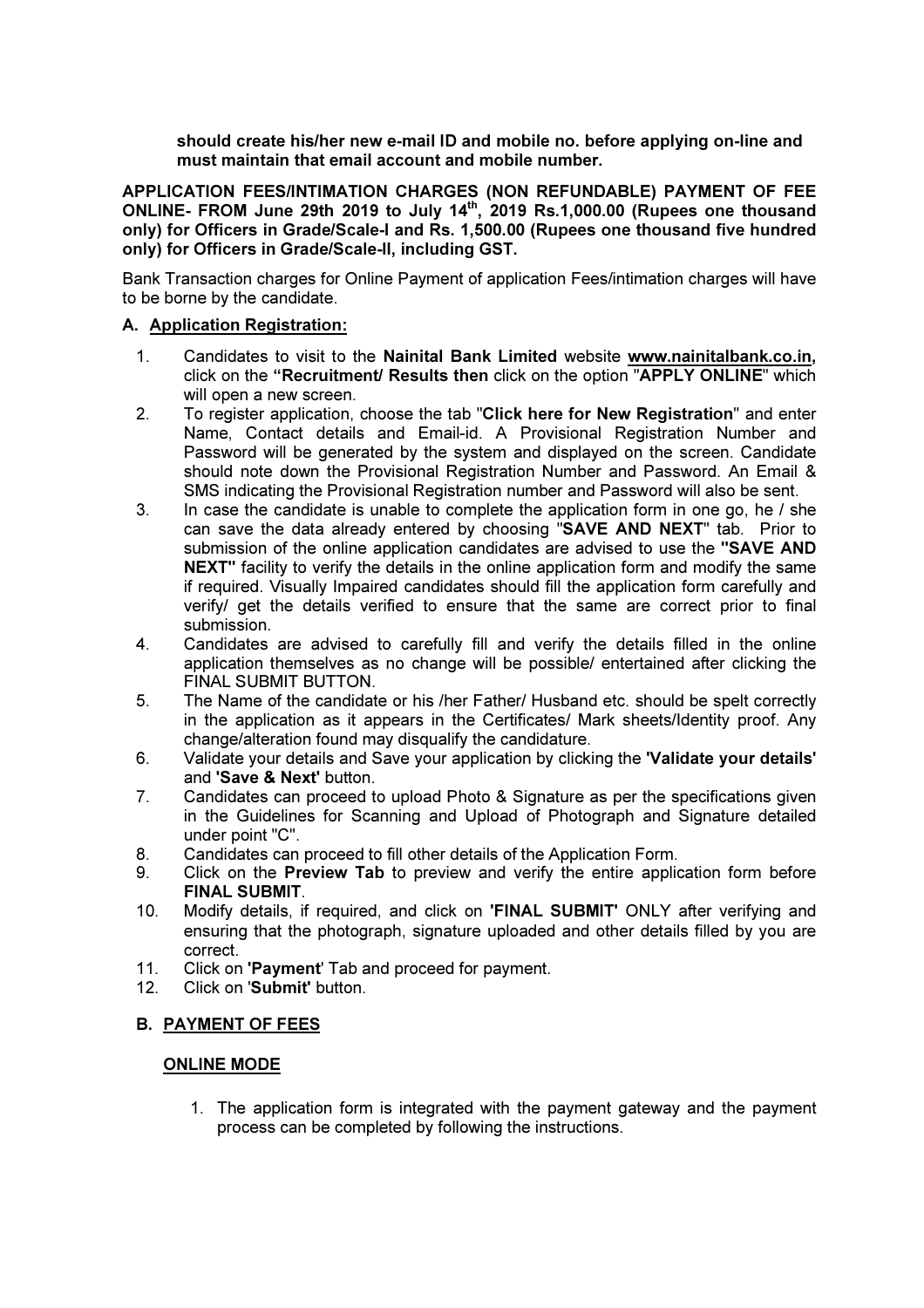**should create his/her new e-mail ID and mobile no. before applying on-line and must maintain that email account and mobile number.**

**APPLICATION FEES/INTIMATION CHARGES (NON REFUNDABLE) PAYMENT OF FEE ONLINE- FROM June 29th 2019 to July 14th, 2019 Rs.1,000.00 (Rupees one thousand only) for Officers in Grade/Scale-I and Rs. 1,500.00 (Rupees one thousand five hundred only) for Officers in Grade/Scale-II, including GST.**

Bank Transaction charges for Online Payment of application Fees/intimation charges will have to be borne by the candidate.

## A. Application Registration:

1. Candidates to visit to the **Nainital Bank Limited** website **www.nainitalbank.co.in,** click on the **"Recruitment/ Results then** click on the option "**APPLY ONLINE**" which will open a new screen.
2. To register application, choose the tab "**Click here for New Registration**" and enter Name, Contact details and Email-id. A Provisional Registration Number and Password will be generated by the system and displayed on the screen. Candidate should note down the Provisional Registration Number and Password. An Email & SMS indicating the Provisional Registration number and Password will also be sent.
3. In case the candidate is unable to complete the application form in one go, he / she can save the data already entered by choosing "**SAVE AND NEXT**" tab. Prior to submission of the online application candidates are advised to use the **"SAVE AND NEXT"** facility to verify the details in the online application form and modify the same if required. Visually Impaired candidates should fill the application form carefully and verify/ get the details verified to ensure that the same are correct prior to final submission.
4. Candidates are advised to carefully fill and verify the details filled in the online application themselves as no change will be possible/ entertained after clicking the FINAL SUBMIT BUTTON.
5. The Name of the candidate or his /her Father/ Husband etc. should be spelt correctly in the application as it appears in the Certificates/ Mark sheets/Identity proof. Any change/alteration found may disqualify the candidature.
6. Validate your details and Save your application by clicking the **'Validate your details'** and **'Save & Next'** button.
7. Candidates can proceed to upload Photo & Signature as per the specifications given in the Guidelines for Scanning and Upload of Photograph and Signature detailed under point "C".
8. Candidates can proceed to fill other details of the Application Form.
9. Click on the **Preview Tab** to preview and verify the entire application form before **FINAL SUBMIT**.
10. Modify details, if required, and click on **'FINAL SUBMIT'** ONLY after verifying and ensuring that the photograph, signature uploaded and other details filled by you are correct.
11. Click on **'Payment'** Tab and proceed for payment.
12. Click on '**Submit'** button.

## B. PAYMENT OF FEES

### ONLINE MODE

1. The application form is integrated with the payment gateway and the payment process can be completed by following the instructions.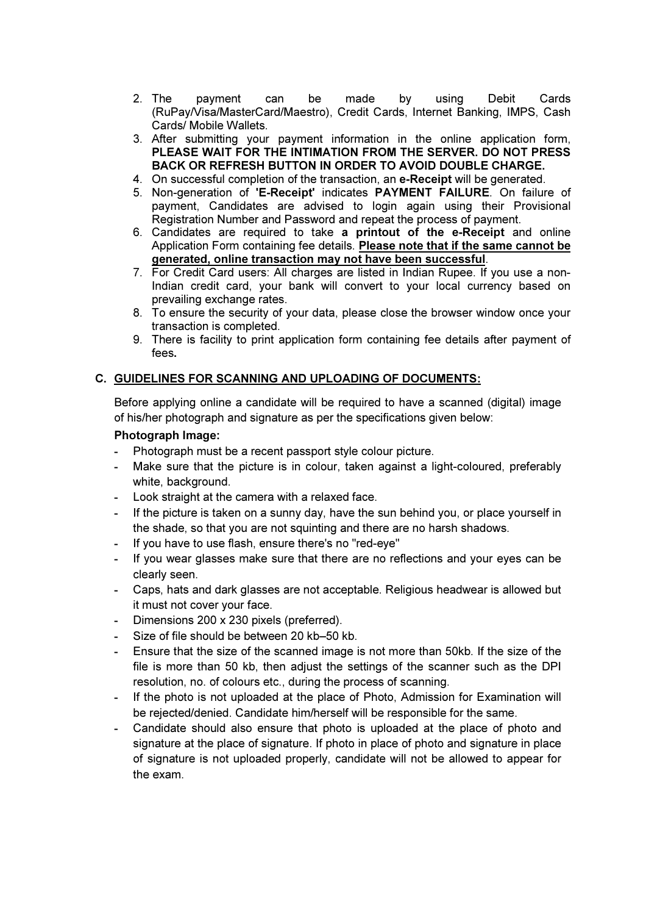2. The payment can be made by using Debit Cards (RuPay/Visa/MasterCard/Maestro), Credit Cards, Internet Banking, IMPS, Cash Cards/ Mobile Wallets.
3. After submitting your payment information in the online application form, **PLEASE WAIT FOR THE INTIMATION FROM THE SERVER. DO NOT PRESS BACK OR REFRESH BUTTON IN ORDER TO AVOID DOUBLE CHARGE.**
4. On successful completion of the transaction, an **e-Receipt** will be generated.
5. Non-generation of **'E-Receipt'** indicates **PAYMENT FAILURE**. On failure of payment, Candidates are advised to login again using their Provisional Registration Number and Password and repeat the process of payment.
6. Candidates are required to take **a printout of the e-Receipt** and online Application Form containing fee details. **<u>Please note that if the same cannot be generated, online transaction may not have been successful</u>**.
7. For Credit Card users: All charges are listed in Indian Rupee. If you use a non-Indian credit card, your bank will convert to your local currency based on prevailing exchange rates.
8. To ensure the security of your data, please close the browser window once your transaction is completed.
9. There is facility to print application form containing fee details after payment of fees**.**

## C. <u>GUIDELINES FOR SCANNING AND UPLOADING OF DOCUMENTS:</u>

Before applying online a candidate will be required to have a scanned (digital) image of his/her photograph and signature as per the specifications given below:

**Photograph Image:**

- Photograph must be a recent passport style colour picture.
- Make sure that the picture is in colour, taken against a light-coloured, preferably white, background.
- Look straight at the camera with a relaxed face.
- If the picture is taken on a sunny day, have the sun behind you, or place yourself in the shade, so that you are not squinting and there are no harsh shadows.
- If you have to use flash, ensure there's no "red-eye"
- If you wear glasses make sure that there are no reflections and your eyes can be clearly seen.
- Caps, hats and dark glasses are not acceptable. Religious headwear is allowed but it must not cover your face.
- Dimensions 200 x 230 pixels (preferred).
- Size of file should be between 20 kb–50 kb.
- Ensure that the size of the scanned image is not more than 50kb. If the size of the file is more than 50 kb, then adjust the settings of the scanner such as the DPI resolution, no. of colours etc., during the process of scanning.
- If the photo is not uploaded at the place of Photo, Admission for Examination will be rejected/denied. Candidate him/herself will be responsible for the same.
- Candidate should also ensure that photo is uploaded at the place of photo and signature at the place of signature. If photo in place of photo and signature in place of signature is not uploaded properly, candidate will not be allowed to appear for the exam.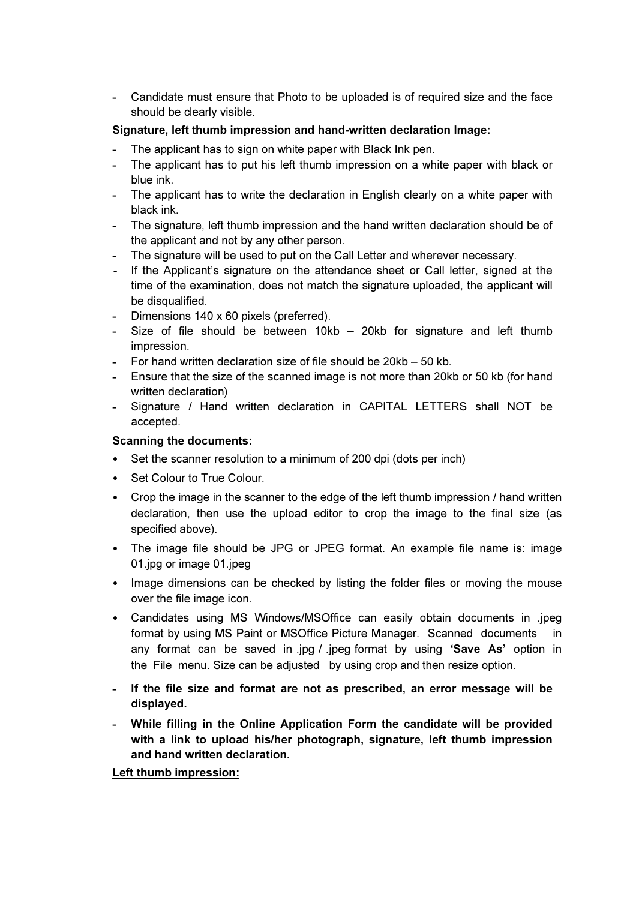- Candidate must ensure that Photo to be uploaded is of required size and the face should be clearly visible.

**Signature, left thumb impression and hand-written declaration Image:**

- The applicant has to sign on white paper with Black Ink pen.
- The applicant has to put his left thumb impression on a white paper with black or blue ink.
- The applicant has to write the declaration in English clearly on a white paper with black ink.
- The signature, left thumb impression and the hand written declaration should be of the applicant and not by any other person.
- The signature will be used to put on the Call Letter and wherever necessary.
- If the Applicant's signature on the attendance sheet or Call letter, signed at the time of the examination, does not match the signature uploaded, the applicant will be disqualified.
- Dimensions 140 x 60 pixels (preferred).
- Size of file should be between 10kb – 20kb for signature and left thumb impression.
- For hand written declaration size of file should be 20kb – 50 kb.
- Ensure that the size of the scanned image is not more than 20kb or 50 kb (for hand written declaration)
- Signature / Hand written declaration in CAPITAL LETTERS shall NOT be accepted.

**Scanning the documents:**

- Set the scanner resolution to a minimum of 200 dpi (dots per inch)
- Set Colour to True Colour.
- Crop the image in the scanner to the edge of the left thumb impression / hand written declaration, then use the upload editor to crop the image to the final size (as specified above).
- The image file should be JPG or JPEG format. An example file name is: image 01.jpg or image 01.jpeg
- Image dimensions can be checked by listing the folder files or moving the mouse over the file image icon.
- Candidates using MS Windows/MSOffice can easily obtain documents in .jpeg format by using MS Paint or MSOffice Picture Manager. Scanned documents in any format can be saved in .jpg / .jpeg format by using **'Save As'** option in the File menu. Size can be adjusted by using crop and then resize option.

- **If the file size and format are not as prescribed, an error message will be displayed.**
- **While filling in the Online Application Form the candidate will be provided with a link to upload his/her photograph, signature, left thumb impression and hand written declaration.**

**<u>Left thumb impression:</u>**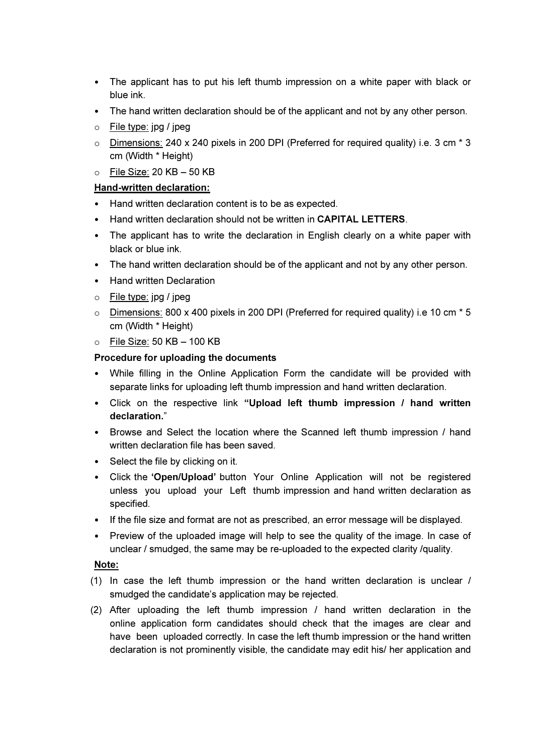- The applicant has to put his left thumb impression on a white paper with black or blue ink.
- The hand written declaration should be of the applicant and not by any other person.
  - File type: jpg / jpeg
  - Dimensions: 240 x 240 pixels in 200 DPI (Preferred for required quality) i.e. 3 cm * 3 cm (Width * Height)
  - File Size: 20 KB – 50 KB

**Hand-written declaration:**

- Hand written declaration content is to be as expected.
- Hand written declaration should not be written in **CAPITAL LETTERS**.
- The applicant has to write the declaration in English clearly on a white paper with black or blue ink.
- The hand written declaration should be of the applicant and not by any other person.
- Hand written Declaration
  - File type: jpg / jpeg
  - Dimensions: 800 x 400 pixels in 200 DPI (Preferred for required quality) i.e 10 cm * 5 cm (Width * Height)
  - File Size: 50 KB – 100 KB

**Procedure for uploading the documents**

- While filling in the Online Application Form the candidate will be provided with separate links for uploading left thumb impression and hand written declaration.
- Click on the respective link **"Upload left thumb impression / hand written declaration."**
- Browse and Select the location where the Scanned left thumb impression / hand written declaration file has been saved.
- Select the file by clicking on it.
- Click the **'Open/Upload'** button Your Online Application will not be registered unless you upload your Left thumb impression and hand written declaration as specified.
- If the file size and format are not as prescribed, an error message will be displayed.
- Preview of the uploaded image will help to see the quality of the image. In case of unclear / smudged, the same may be re-uploaded to the expected clarity /quality.

**Note:**

(1) In case the left thumb impression or the hand written declaration is unclear / smudged the candidate's application may be rejected.

(2) After uploading the left thumb impression / hand written declaration in the online application form candidates should check that the images are clear and have been uploaded correctly. In case the left thumb impression or the hand written declaration is not prominently visible, the candidate may edit his/ her application and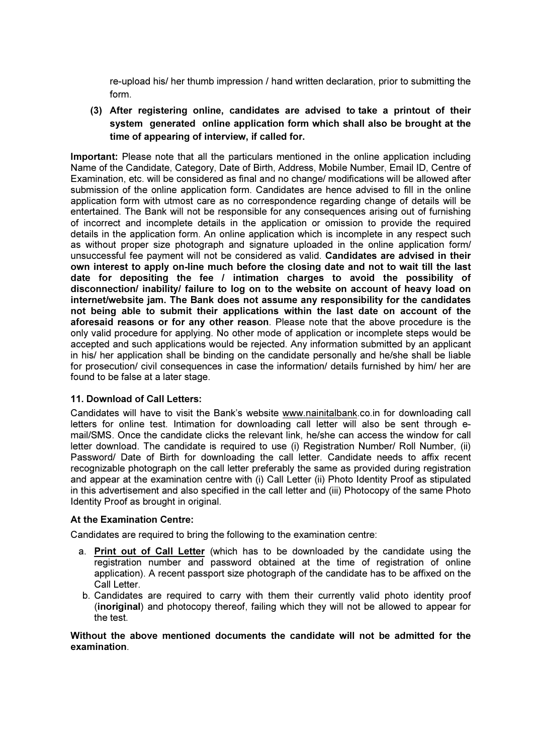re-upload his/ her thumb impression / hand written declaration, prior to submitting the form.

**(3) After registering online, candidates are advised to take a printout of their system generated online application form which shall also be brought at the time of appearing of interview, if called for.**

**Important:** Please note that all the particulars mentioned in the online application including Name of the Candidate, Category, Date of Birth, Address, Mobile Number, Email ID, Centre of Examination, etc. will be considered as final and no change/ modifications will be allowed after submission of the online application form. Candidates are hence advised to fill in the online application form with utmost care as no correspondence regarding change of details will be entertained. The Bank will not be responsible for any consequences arising out of furnishing of incorrect and incomplete details in the application or omission to provide the required details in the application form. An online application which is incomplete in any respect such as without proper size photograph and signature uploaded in the online application form/ unsuccessful fee payment will not be considered as valid. **Candidates are advised in their own interest to apply on-line much before the closing date and not to wait till the last date for depositing the fee / intimation charges to avoid the possibility of disconnection/ inability/ failure to log on to the website on account of heavy load on internet/website jam. The Bank does not assume any responsibility for the candidates not being able to submit their applications within the last date on account of the aforesaid reasons or for any other reason**. Please note that the above procedure is the only valid procedure for applying. No other mode of application or incomplete steps would be accepted and such applications would be rejected. Any information submitted by an applicant in his/ her application shall be binding on the candidate personally and he/she shall be liable for prosecution/ civil consequences in case the information/ details furnished by him/ her are found to be false at a later stage.

### 11. Download of Call Letters:

Candidates will have to visit the Bank's website www.nainitalbank.co.in for downloading call letters for online test. Intimation for downloading call letter will also be sent through e-mail/SMS. Once the candidate clicks the relevant link, he/she can access the window for call letter download. The candidate is required to use (i) Registration Number/ Roll Number, (ii) Password/ Date of Birth for downloading the call letter. Candidate needs to affix recent recognizable photograph on the call letter preferably the same as provided during registration and appear at the examination centre with (i) Call Letter (ii) Photo Identity Proof as stipulated in this advertisement and also specified in the call letter and (iii) Photocopy of the same Photo Identity Proof as brought in original.

**At the Examination Centre:**

Candidates are required to bring the following to the examination centre:

a. **Print out of Call Letter** (which has to be downloaded by the candidate using the registration number and password obtained at the time of registration of online application). A recent passport size photograph of the candidate has to be affixed on the Call Letter.

b. Candidates are required to carry with them their currently valid photo identity proof (**inoriginal**) and photocopy thereof, failing which they will not be allowed to appear for the test.

**Without the above mentioned documents the candidate will not be admitted for the examination**.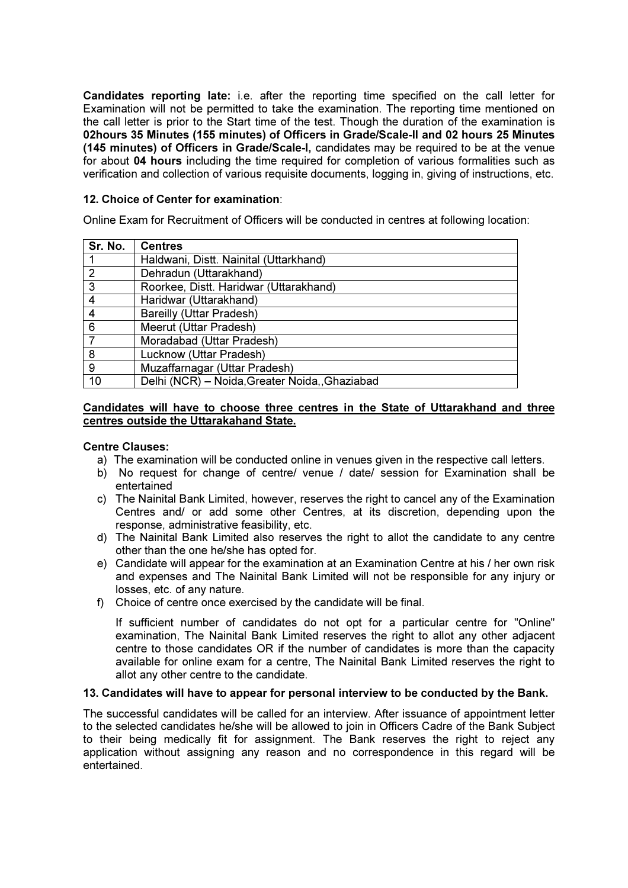**Candidates reporting late:** i.e. after the reporting time specified on the call letter for Examination will not be permitted to take the examination. The reporting time mentioned on the call letter is prior to the Start time of the test. Though the duration of the examination is **02hours 35 Minutes (155 minutes) of Officers in Grade/Scale-II and 02 hours 25 Minutes (145 minutes) of Officers in Grade/Scale-I,** candidates may be required to be at the venue for about **04 hours** including the time required for completion of various formalities such as verification and collection of various requisite documents, logging in, giving of instructions, etc.

**12. Choice of Center for examination**:

Online Exam for Recruitment of Officers will be conducted in centres at following location:

| Sr. No. | Centres |
|---|---|
| 1 | Haldwani, Distt. Nainital (Uttarkhand) |
| 2 | Dehradun (Uttarakhand) |
| 3 | Roorkee, Distt. Haridwar (Uttarakhand) |
| 4 | Haridwar (Uttarakhand) |
| 4 | Bareilly (Uttar Pradesh) |
| 6 | Meerut (Uttar Pradesh) |
| 7 | Moradabad (Uttar Pradesh) |
| 8 | Lucknow (Uttar Pradesh) |
| 9 | Muzaffarnagar (Uttar Pradesh) |
| 10 | Delhi (NCR) – Noida,Greater Noida,,Ghaziabad |

**Candidates will have to choose three centres in the State of Uttarakhand and three centres outside the Uttarakahand State.**

**Centre Clauses:**

a) The examination will be conducted online in venues given in the respective call letters.
b) No request for change of centre/ venue / date/ session for Examination shall be entertained
c) The Nainital Bank Limited, however, reserves the right to cancel any of the Examination Centres and/ or add some other Centres, at its discretion, depending upon the response, administrative feasibility, etc.
d) The Nainital Bank Limited also reserves the right to allot the candidate to any centre other than the one he/she has opted for.
e) Candidate will appear for the examination at an Examination Centre at his / her own risk and expenses and The Nainital Bank Limited will not be responsible for any injury or losses, etc. of any nature.
f) Choice of centre once exercised by the candidate will be final.

If sufficient number of candidates do not opt for a particular centre for "Online" examination, The Nainital Bank Limited reserves the right to allot any other adjacent centre to those candidates OR if the number of candidates is more than the capacity available for online exam for a centre, The Nainital Bank Limited reserves the right to allot any other centre to the candidate.

**13. Candidates will have to appear for personal interview to be conducted by the Bank.**

The successful candidates will be called for an interview. After issuance of appointment letter to the selected candidates he/she will be allowed to join in Officers Cadre of the Bank Subject to their being medically fit for assignment. The Bank reserves the right to reject any application without assigning any reason and no correspondence in this regard will be entertained.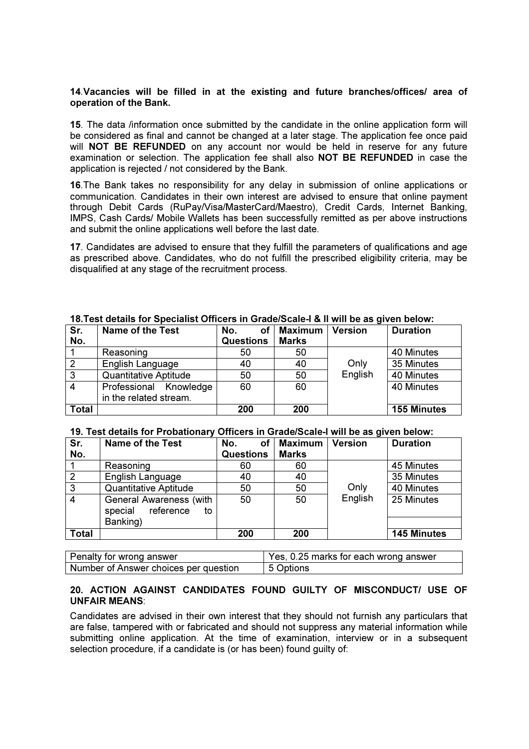**14.Vacancies will be filled in at the existing and future branches/offices/ area of operation of the Bank.**

**15**. The data /information once submitted by the candidate in the online application form will be considered as final and cannot be changed at a later stage. The application fee once paid will **NOT BE REFUNDED** on any account nor would be held in reserve for any future examination or selection. The application fee shall also **NOT BE REFUNDED** in case the application is rejected / not considered by the Bank.

**16**.The Bank takes no responsibility for any delay in submission of online applications or communication. Candidates in their own interest are advised to ensure that online payment through Debit Cards (RuPay/Visa/MasterCard/Maestro), Credit Cards, Internet Banking, IMPS, Cash Cards/ Mobile Wallets has been successfully remitted as per above instructions and submit the online applications well before the last date.

**17**. Candidates are advised to ensure that they fulfill the parameters of qualifications and age as prescribed above. Candidates, who do not fulfill the prescribed eligibility criteria, may be disqualified at any stage of the recruitment process.

**18.Test details for Specialist Officers in Grade/Scale-I & II will be as given below:**

| Sr. No. | Name of the Test | No. of Questions | Maximum Marks | Version | Duration |
|---|---|---|---|---|---|
| 1 | Reasoning | 50 | 50 | Only English | 40 Minutes |
| 2 | English Language | 40 | 40 | | 35 Minutes |
| 3 | Quantitative Aptitude | 50 | 50 | | 40 Minutes |
| 4 | Professional Knowledge in the related stream. | 60 | 60 | | 40 Minutes |
| **Total** | | **200** | **200** | | **155 Minutes** |

**19. Test details for Probationary Officers in Grade/Scale-I will be as given below:**

| Sr. No. | Name of the Test | No. of Questions | Maximum Marks | Version | Duration |
|---|---|---|---|---|---|
| 1 | Reasoning | 60 | 60 | Only English | 45 Minutes |
| 2 | English Language | 40 | 40 | | 35 Minutes |
| 3 | Quantitative Aptitude | 50 | 50 | | 40 Minutes |
| 4 | General Awareness (with special reference to Banking) | 50 | 50 | | 25 Minutes |
| **Total** | | **200** | **200** | | **145 Minutes** |

| Penalty for wrong answer | Yes, 0.25 marks for each wrong answer |
|---|---|
| Number of Answer choices per question | 5 Options |

**20. ACTION AGAINST CANDIDATES FOUND GUILTY OF MISCONDUCT/ USE OF UNFAIR MEANS**:

Candidates are advised in their own interest that they should not furnish any particulars that are false, tampered with or fabricated and should not suppress any material information while submitting online application. At the time of examination, interview or in a subsequent selection procedure, if a candidate is (or has been) found guilty of: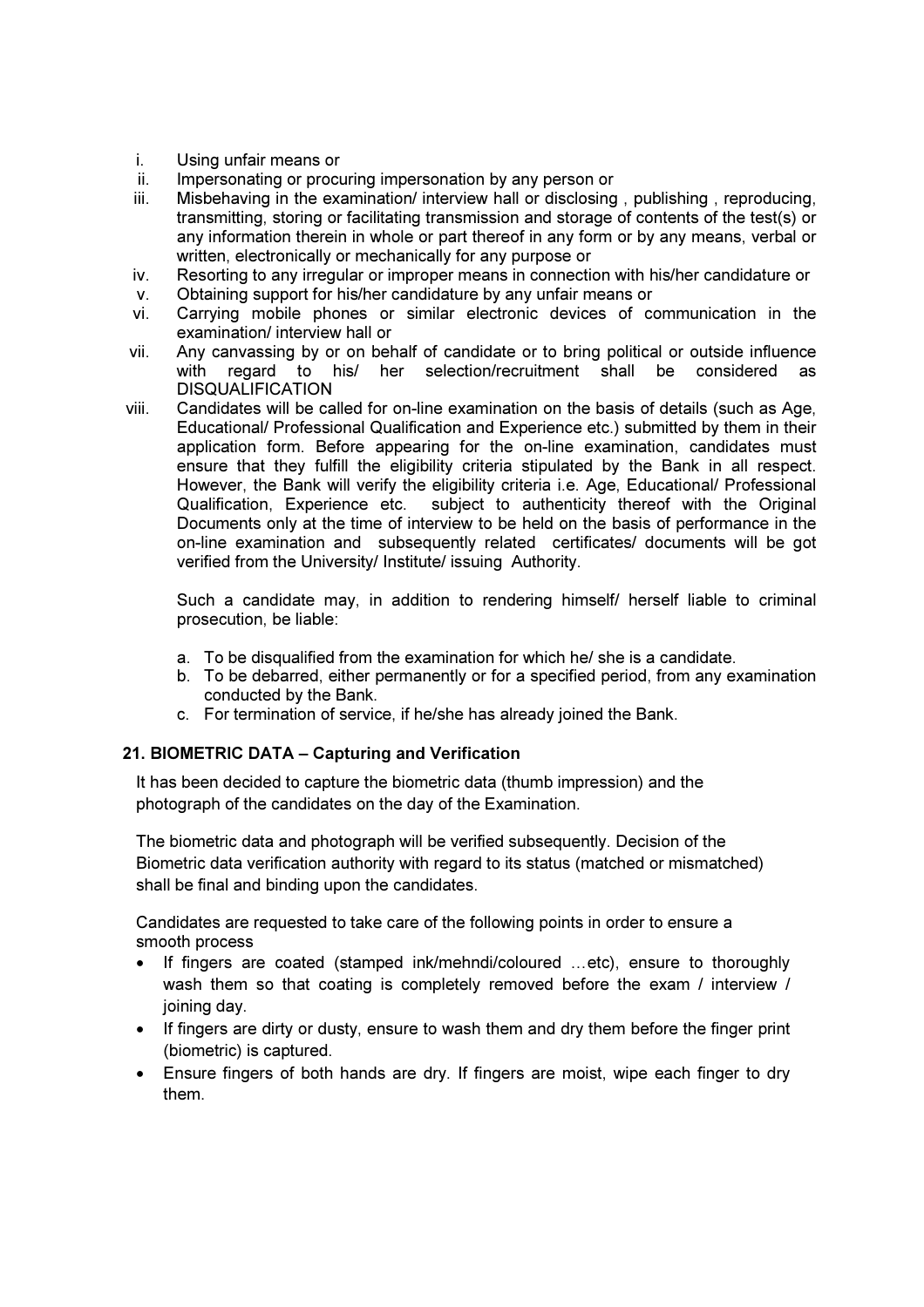i. Using unfair means or
ii. Impersonating or procuring impersonation by any person or
iii. Misbehaving in the examination/ interview hall or disclosing , publishing , reproducing, transmitting, storing or facilitating transmission and storage of contents of the test(s) or any information therein in whole or part thereof in any form or by any means, verbal or written, electronically or mechanically for any purpose or
iv. Resorting to any irregular or improper means in connection with his/her candidature or
v. Obtaining support for his/her candidature by any unfair means or
vi. Carrying mobile phones or similar electronic devices of communication in the examination/ interview hall or
vii. Any canvassing by or on behalf of candidate or to bring political or outside influence with regard to his/ her selection/recruitment shall be considered as DISQUALIFICATION
viii. Candidates will be called for on-line examination on the basis of details (such as Age, Educational/ Professional Qualification and Experience etc.) submitted by them in their application form. Before appearing for the on-line examination, candidates must ensure that they fulfill the eligibility criteria stipulated by the Bank in all respect. However, the Bank will verify the eligibility criteria i.e. Age, Educational/ Professional Qualification, Experience etc. subject to authenticity thereof with the Original Documents only at the time of interview to be held on the basis of performance in the on-line examination and subsequently related certificates/ documents will be got verified from the University/ Institute/ issuing Authority.

   Such a candidate may, in addition to rendering himself/ herself liable to criminal prosecution, be liable:

   a. To be disqualified from the examination for which he/ she is a candidate.
   b. To be debarred, either permanently or for a specified period, from any examination conducted by the Bank.
   c. For termination of service, if he/she has already joined the Bank.

## 21. BIOMETRIC DATA – Capturing and Verification

It has been decided to capture the biometric data (thumb impression) and the photograph of the candidates on the day of the Examination.

The biometric data and photograph will be verified subsequently. Decision of the Biometric data verification authority with regard to its status (matched or mismatched) shall be final and binding upon the candidates.

Candidates are requested to take care of the following points in order to ensure a smooth process

- If fingers are coated (stamped ink/mehndi/coloured …etc), ensure to thoroughly wash them so that coating is completely removed before the exam / interview / joining day.
- If fingers are dirty or dusty, ensure to wash them and dry them before the finger print (biometric) is captured.
- Ensure fingers of both hands are dry. If fingers are moist, wipe each finger to dry them.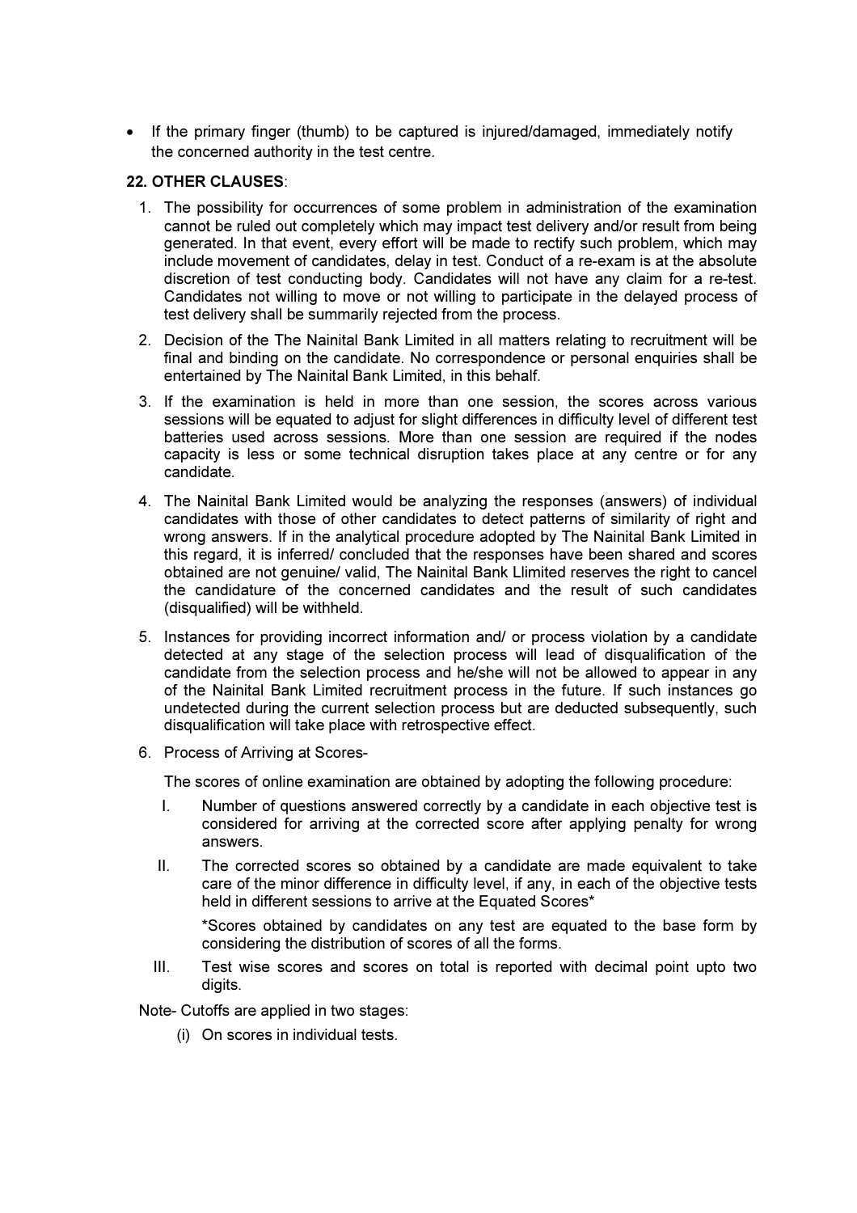- If the primary finger (thumb) to be captured is injured/damaged, immediately notify the concerned authority in the test centre.

**22. OTHER CLAUSES**:

1. The possibility for occurrences of some problem in administration of the examination cannot be ruled out completely which may impact test delivery and/or result from being generated. In that event, every effort will be made to rectify such problem, which may include movement of candidates, delay in test. Conduct of a re-exam is at the absolute discretion of test conducting body. Candidates will not have any claim for a re-test. Candidates not willing to move or not willing to participate in the delayed process of test delivery shall be summarily rejected from the process.
2. Decision of the The Nainital Bank Limited in all matters relating to recruitment will be final and binding on the candidate. No correspondence or personal enquiries shall be entertained by The Nainital Bank Limited, in this behalf.
3. If the examination is held in more than one session, the scores across various sessions will be equated to adjust for slight differences in difficulty level of different test batteries used across sessions. More than one session are required if the nodes capacity is less or some technical disruption takes place at any centre or for any candidate.
4. The Nainital Bank Limited would be analyzing the responses (answers) of individual candidates with those of other candidates to detect patterns of similarity of right and wrong answers. If in the analytical procedure adopted by The Nainital Bank Limited in this regard, it is inferred/ concluded that the responses have been shared and scores obtained are not genuine/ valid, The Nainital Bank Llimited reserves the right to cancel the candidature of the concerned candidates and the result of such candidates (disqualified) will be withheld.
5. Instances for providing incorrect information and/ or process violation by a candidate detected at any stage of the selection process will lead of disqualification of the candidate from the selection process and he/she will not be allowed to appear in any of the Nainital Bank Limited recruitment process in the future. If such instances go undetected during the current selection process but are deducted subsequently, such disqualification will take place with retrospective effect.
6. Process of Arriving at Scores-

   The scores of online examination are obtained by adopting the following procedure:

   I. Number of questions answered correctly by a candidate in each objective test is considered for arriving at the corrected score after applying penalty for wrong answers.

   II. The corrected scores so obtained by a candidate are made equivalent to take care of the minor difference in difficulty level, if any, in each of the objective tests held in different sessions to arrive at the Equated Scores*

   *Scores obtained by candidates on any test are equated to the base form by considering the distribution of scores of all the forms.

   III. Test wise scores and scores on total is reported with decimal point upto two digits.

Note- Cutoffs are applied in two stages:

(i) On scores in individual tests.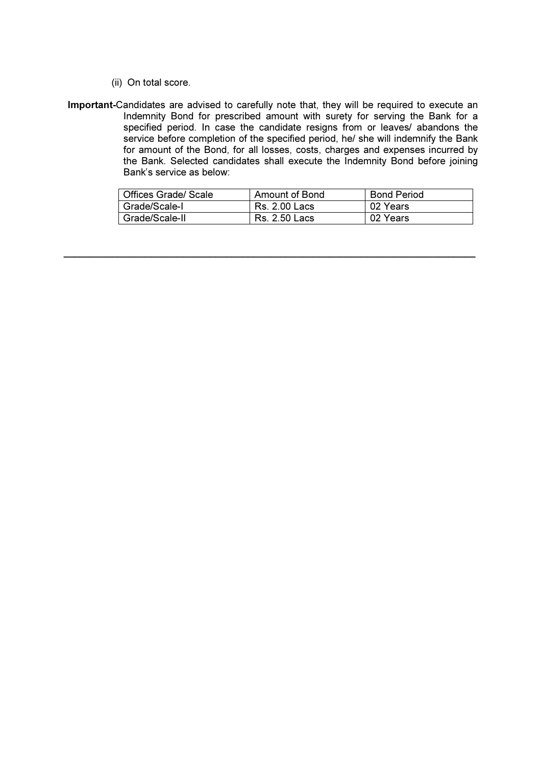(ii) On total score.

**Important-**Candidates are advised to carefully note that, they will be required to execute an Indemnity Bond for prescribed amount with surety for serving the Bank for a specified period. In case the candidate resigns from or leaves/ abandons the service before completion of the specified period, he/ she will indemnify the Bank for amount of the Bond, for all losses, costs, charges and expenses incurred by the Bank. Selected candidates shall execute the Indemnity Bond before joining Bank's service as below:

| Offices Grade/ Scale | Amount of Bond | Bond Period |
|---|---|---|
| Grade/Scale-I | Rs. 2.00 Lacs | 02 Years |
| Grade/Scale-II | Rs. 2.50 Lacs | 02 Years |

---